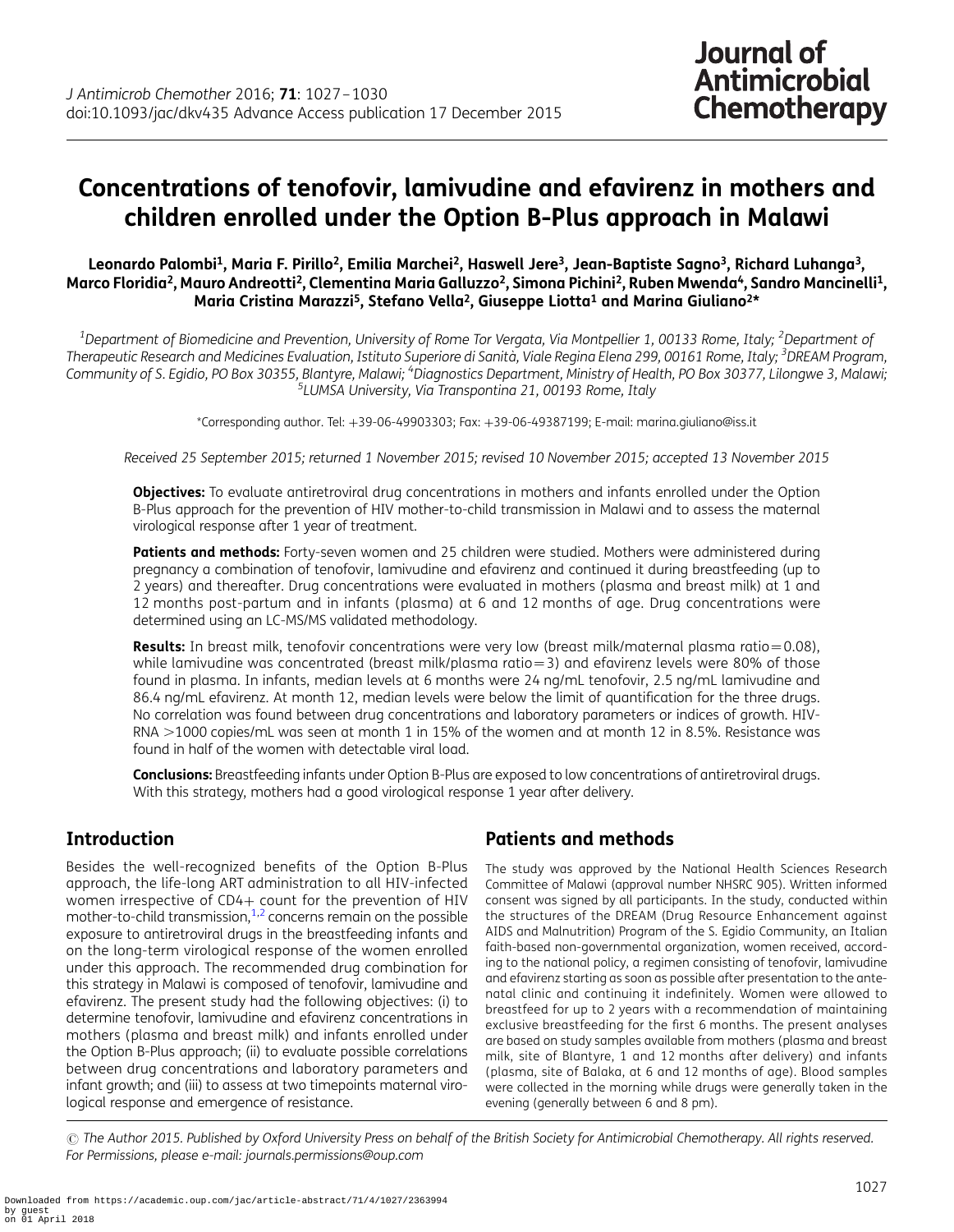# Concentrations of tenofovir, lamivudine and efavirenz in mothers and children enrolled under the Option B-Plus approach in Malawi

**Leonardo Palombi[1], Maria F. Pirillo[2], Emilia Marchei[2], Haswell Jere[3], Jean-Baptiste Sagno[3], Richard Luhanga[3], Marco Floridia[2], Mauro Andreotti[2], Clementina Maria Galluzzo[2], Simona Pichini[2], Ruben Mwenda[4], Sandro Mancinelli[1], Maria Cristina Marazzi[5], Stefano Vella[2], Giuseppe Liotta[1] and Marina Giuliano[2]***

[1]*Department of Biomedicine and Prevention, University of Rome Tor Vergata, Via Montpellier 1, 00133 Rome, Italy;* [2]*Department of Therapeutic Research and Medicines Evaluation, Istituto Superiore di Sanità, Viale Regina Elena 299, 00161 Rome, Italy;* [3]*DREAM Program, Community of S. Egidio, PO Box 30355, Blantyre, Malawi;* [4]*Diagnostics Department, Ministry of Health, PO Box 30377, Lilongwe 3, Malawi;* [5]*LUMSA University, Via Transpontina 21, 00193 Rome, Italy*

*Corresponding author. Tel: +39-06-49903303; Fax: +39-06-49387199; E-mail: marina.giuliano@iss.it

*Received 25 September 2015; returned 1 November 2015; revised 10 November 2015; accepted 13 November 2015*

**Objectives:** To evaluate antiretroviral drug concentrations in mothers and infants enrolled under the Option B-Plus approach for the prevention of HIV mother-to-child transmission in Malawi and to assess the maternal virological response after 1 year of treatment.

**Patients and methods:** Forty-seven women and 25 children were studied. Mothers were administered during pregnancy a combination of tenofovir, lamivudine and efavirenz and continued it during breastfeeding (up to 2 years) and thereafter. Drug concentrations were evaluated in mothers (plasma and breast milk) at 1 and 12 months post-partum and in infants (plasma) at 6 and 12 months of age. Drug concentrations were determined using an LC-MS/MS validated methodology.

**Results:** In breast milk, tenofovir concentrations were very low (breast milk/maternal plasma ratio = 0.08), while lamivudine was concentrated (breast milk/plasma ratio = 3) and efavirenz levels were 80% of those found in plasma. In infants, median levels at 6 months were 24 ng/mL tenofovir, 2.5 ng/mL lamivudine and 86.4 ng/mL efavirenz. At month 12, median levels were below the limit of quantification for the three drugs. No correlation was found between drug concentrations and laboratory parameters or indices of growth. HIV-RNA >1000 copies/mL was seen at month 1 in 15% of the women and at month 12 in 8.5%. Resistance was found in half of the women with detectable viral load.

**Conclusions:** Breastfeeding infants under Option B-Plus are exposed to low concentrations of antiretroviral drugs. With this strategy, mothers had a good virological response 1 year after delivery.

## Introduction

Besides the well-recognized benefits of the Option B-Plus approach, the life-long ART administration to all HIV-infected women irrespective of CD4+ count for the prevention of HIV mother-to-child transmission,[1,2] concerns remain on the possible exposure to antiretroviral drugs in the breastfeeding infants and on the long-term virological response of the women enrolled under this approach. The recommended drug combination for this strategy in Malawi is composed of tenofovir, lamivudine and efavirenz. The present study had the following objectives: (i) to determine tenofovir, lamivudine and efavirenz concentrations in mothers (plasma and breast milk) and infants enrolled under the Option B-Plus approach; (ii) to evaluate possible correlations between drug concentrations and laboratory parameters and infant growth; and (iii) to assess at two timepoints maternal virological response and emergence of resistance.

## Patients and methods

The study was approved by the National Health Sciences Research Committee of Malawi (approval number NHSRC 905). Written informed consent was signed by all participants. In the study, conducted within the structures of the DREAM (Drug Resource Enhancement against AIDS and Malnutrition) Program of the S. Egidio Community, an Italian faith-based non-governmental organization, women received, according to the national policy, a regimen consisting of tenofovir, lamivudine and efavirenz starting as soon as possible after presentation to the antenatal clinic and continuing it indefinitely. Women were allowed to breastfeed for up to 2 years with a recommendation of maintaining exclusive breastfeeding for the first 6 months. The present analyses are based on study samples available from mothers (plasma and breast milk, site of Blantyre, 1 and 12 months after delivery) and infants (plasma, site of Balaka, at 6 and 12 months of age). Blood samples were collected in the morning while drugs were generally taken in the evening (generally between 6 and 8 pm).

© The Author 2015. Published by Oxford University Press on behalf of the British Society for Antimicrobial Chemotherapy. All rights reserved. For Permissions, please e-mail: journals.permissions@oup.com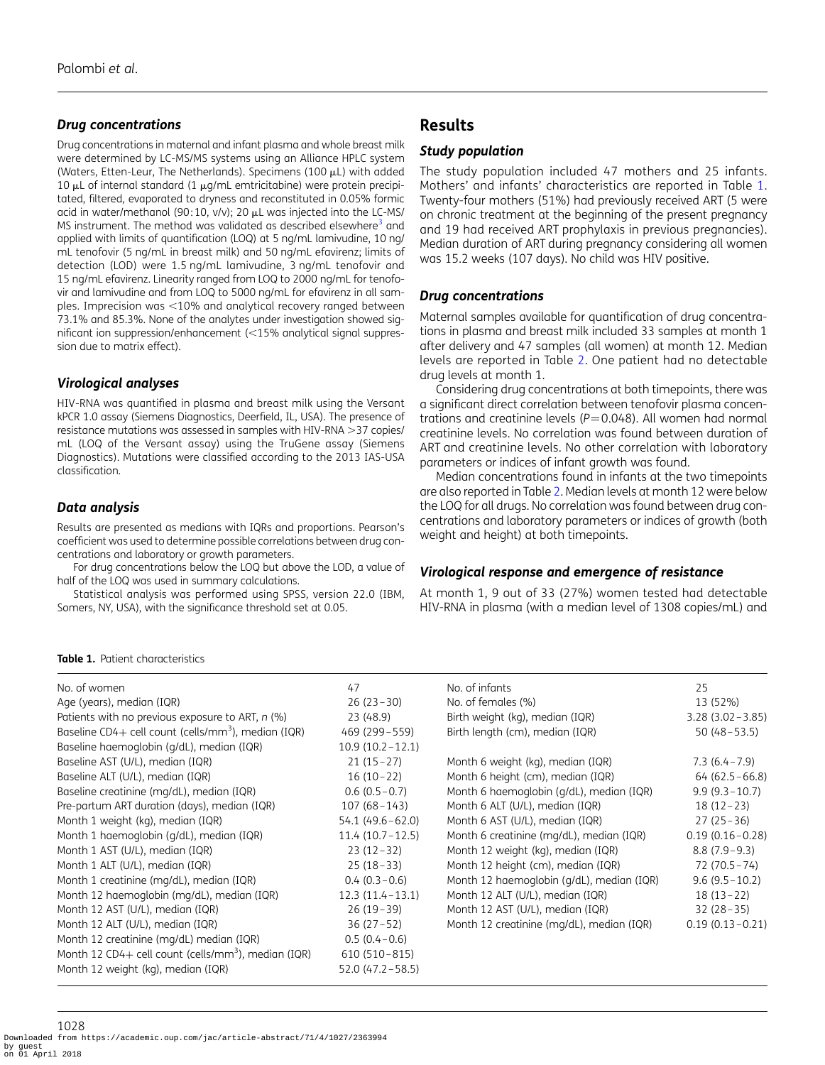### Drug concentrations

Drug concentrations in maternal and infant plasma and whole breast milk were determined by LC-MS/MS systems using an Alliance HPLC system (Waters, Etten-Leur, The Netherlands). Specimens (100 μL) with added 10 μL of internal standard (1 μg/mL emtricitabine) were protein precipitated, filtered, evaporated to dryness and reconstituted in 0.05% formic acid in water/methanol (90:10, v/v); 20 μL was injected into the LC-MS/MS instrument. The method was validated as described elsewhere[3] and applied with limits of quantification (LOQ) at 5 ng/mL lamivudine, 10 ng/mL tenofovir (5 ng/mL in breast milk) and 50 ng/mL efavirenz; limits of detection (LOD) were 1.5 ng/mL lamivudine, 3 ng/mL tenofovir and 15 ng/mL efavirenz. Linearity ranged from LOQ to 2000 ng/mL for tenofovir and lamivudine and from LOQ to 5000 ng/mL for efavirenz in all samples. Imprecision was <10% and analytical recovery ranged between 73.1% and 85.3%. None of the analytes under investigation showed significant ion suppression/enhancement (<15% analytical signal suppression due to matrix effect).

### Virological analyses

HIV-RNA was quantified in plasma and breast milk using the Versant kPCR 1.0 assay (Siemens Diagnostics, Deerfield, IL, USA). The presence of resistance mutations was assessed in samples with HIV-RNA >37 copies/mL (LOQ of the Versant assay) using the TruGene assay (Siemens Diagnostics). Mutations were classified according to the 2013 IAS-USA classification.

### Data analysis

Results are presented as medians with IQRs and proportions. Pearson's coefficient was used to determine possible correlations between drug concentrations and laboratory or growth parameters.

For drug concentrations below the LOQ but above the LOD, a value of half of the LOQ was used in summary calculations.

Statistical analysis was performed using SPSS, version 22.0 (IBM, Somers, NY, USA), with the significance threshold set at 0.05.

## Results

### Study population

The study population included 47 mothers and 25 infants. Mothers' and infants' characteristics are reported in Table 1. Twenty-four mothers (51%) had previously received ART (5 were on chronic treatment at the beginning of the present pregnancy and 19 had received ART prophylaxis in previous pregnancies). Median duration of ART during pregnancy considering all women was 15.2 weeks (107 days). No child was HIV positive.

### Drug concentrations

Maternal samples available for quantification of drug concentrations in plasma and breast milk included 33 samples at month 1 after delivery and 47 samples (all women) at month 12. Median levels are reported in Table 2. One patient had no detectable drug levels at month 1.

Considering drug concentrations at both timepoints, there was a significant direct correlation between tenofovir plasma concentrations and creatinine levels ($P=0.048$). All women had normal creatinine levels. No correlation was found between duration of ART and creatinine levels. No other correlation with laboratory parameters or indices of infant growth was found.

Median concentrations found in infants at the two timepoints are also reported in Table 2. Median levels at month 12 were below the LOQ for all drugs. No correlation was found between drug concentrations and laboratory parameters or indices of growth (both weight and height) at both timepoints.

### Virological response and emergence of resistance

At month 1, 9 out of 33 (27%) women tested had detectable HIV-RNA in plasma (with a median level of 1308 copies/mL) and

**Table 1.** Patient characteristics

| | | | |
|---|---|---|---|
| No. of women | 47 | No. of infants | 25 |
| Age (years), median (IQR) | 26 (23–30) | No. of females (%) | 13 (52%) |
| Patients with no previous exposure to ART, n (%) | 23 (48.9) | Birth weight (kg), median (IQR) | 3.28 (3.02–3.85) |
| Baseline CD4+ cell count (cells/mm$^3$), median (IQR) | 469 (299–559) | Birth length (cm), median (IQR) | 50 (48–53.5) |
| Baseline haemoglobin (g/dL), median (IQR) | 10.9 (10.2–12.1) | | |
| Baseline AST (U/L), median (IQR) | 21 (15–27) | Month 6 weight (kg), median (IQR) | 7.3 (6.4–7.9) |
| Baseline ALT (U/L), median (IQR) | 16 (10–22) | Month 6 height (cm), median (IQR) | 64 (62.5–66.8) |
| Baseline creatinine (mg/dL), median (IQR) | 0.6 (0.5–0.7) | Month 6 haemoglobin (g/dL), median (IQR) | 9.9 (9.3–10.7) |
| Pre-partum ART duration (days), median (IQR) | 107 (68–143) | Month 6 ALT (U/L), median (IQR) | 18 (12–23) |
| Month 1 weight (kg), median (IQR) | 54.1 (49.6–62.0) | Month 6 AST (U/L), median (IQR) | 27 (25–36) |
| Month 1 haemoglobin (g/dL), median (IQR) | 11.4 (10.7–12.5) | Month 6 creatinine (mg/dL), median (IQR) | 0.19 (0.16–0.28) |
| Month 1 AST (U/L), median (IQR) | 23 (12–32) | Month 12 weight (kg), median (IQR) | 8.8 (7.9–9.3) |
| Month 1 ALT (U/L), median (IQR) | 25 (18–33) | Month 12 height (cm), median (IQR) | 72 (70.5–74) |
| Month 1 creatinine (mg/dL), median (IQR) | 0.4 (0.3–0.6) | Month 12 haemoglobin (g/dL), median (IQR) | 9.6 (9.5–10.2) |
| Month 12 haemoglobin (mg/dL), median (IQR) | 12.3 (11.4–13.1) | Month 12 ALT (U/L), median (IQR) | 18 (13–22) |
| Month 12 AST (U/L), median (IQR) | 26 (19–39) | Month 12 AST (U/L), median (IQR) | 32 (28–35) |
| Month 12 ALT (U/L), median (IQR) | 36 (27–52) | Month 12 creatinine (mg/dL), median (IQR) | 0.19 (0.13–0.21) |
| Month 12 creatinine (mg/dL) median (IQR) | 0.5 (0.4–0.6) | | |
| Month 12 CD4+ cell count (cells/mm$^3$), median (IQR) | 610 (510–815) | | |
| Month 12 weight (kg), median (IQR) | 52.0 (47.2–58.5) | | |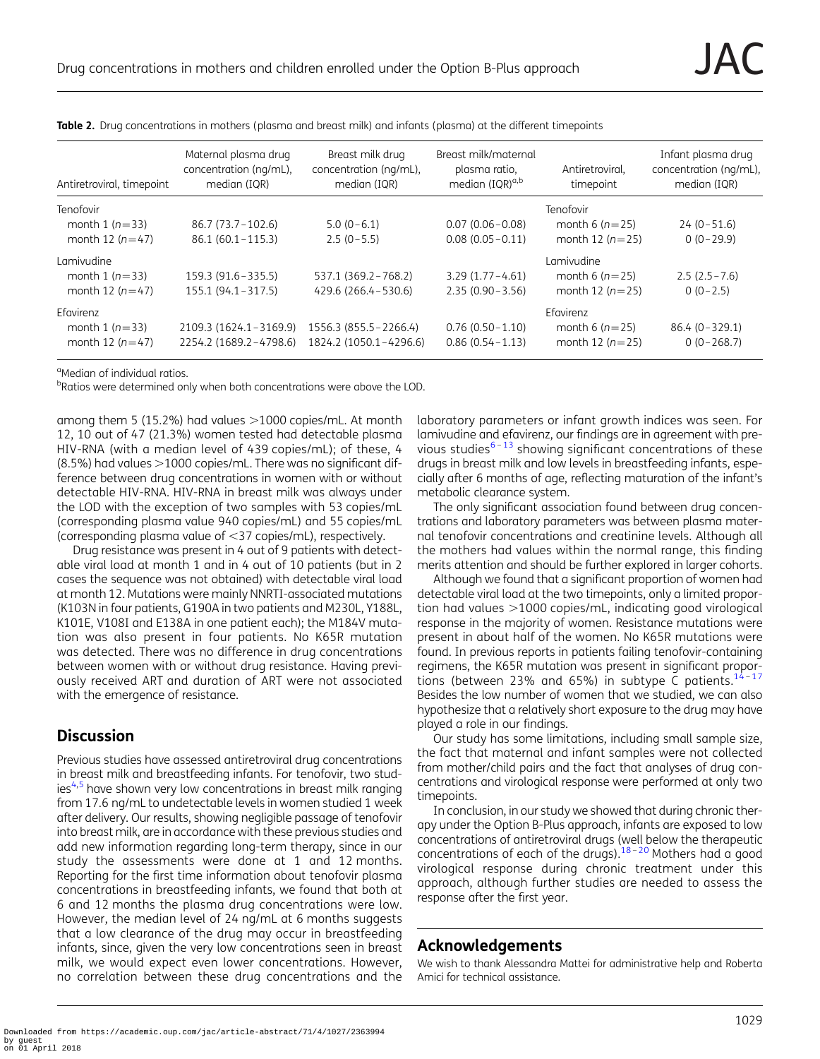**Table 2.** Drug concentrations in mothers (plasma and breast milk) and infants (plasma) at the different timepoints

| Antiretroviral, timepoint | Maternal plasma drug concentration (ng/mL), median (IQR) | Breast milk drug concentration (ng/mL), median (IQR) | Breast milk/maternal plasma ratio, median (IQR)[a,b] | Antiretroviral, timepoint | Infant plasma drug concentration (ng/mL), median (IQR) |
|---|---|---|---|---|---|
| Tenofovir | | | | Tenofovir | |
| month 1 (n=33) | 86.7 (73.7–102.6) | 5.0 (0–6.1) | 0.07 (0.06–0.08) | month 6 (n=25) | 24 (0–51.6) |
| month 12 (n=47) | 86.1 (60.1–115.3) | 2.5 (0–5.5) | 0.08 (0.05–0.11) | month 12 (n=25) | 0 (0–29.9) |
| Lamivudine | | | | Lamivudine | |
| month 1 (n=33) | 159.3 (91.6–335.5) | 537.1 (369.2–768.2) | 3.29 (1.77–4.61) | month 6 (n=25) | 2.5 (2.5–7.6) |
| month 12 (n=47) | 155.1 (94.1–317.5) | 429.6 (266.4–530.6) | 2.35 (0.90–3.56) | month 12 (n=25) | 0 (0–2.5) |
| Efavirenz | | | | Efavirenz | |
| month 1 (n=33) | 2109.3 (1624.1–3169.9) | 1556.3 (855.5–2266.4) | 0.76 (0.50–1.10) | month 6 (n=25) | 86.4 (0–329.1) |
| month 12 (n=47) | 2254.2 (1689.2–4798.6) | 1824.2 (1050.1–4296.6) | 0.86 (0.54–1.13) | month 12 (n=25) | 0 (0–268.7) |

[a]Median of individual ratios.
[b]Ratios were determined only when both concentrations were above the LOD.

among them 5 (15.2%) had values >1000 copies/mL. At month 12, 10 out of 47 (21.3%) women tested had detectable plasma HIV-RNA (with a median level of 439 copies/mL); of these, 4 (8.5%) had values >1000 copies/mL. There was no significant difference between drug concentrations in women with or without detectable HIV-RNA. HIV-RNA in breast milk was always under the LOD with the exception of two samples with 53 copies/mL (corresponding plasma value 940 copies/mL) and 55 copies/mL (corresponding plasma value of <37 copies/mL), respectively.

Drug resistance was present in 4 out of 9 patients with detectable viral load at month 1 and in 4 out of 10 patients (but in 2 cases the sequence was not obtained) with detectable viral load at month 12. Mutations were mainly NNRTI-associated mutations (K103N in four patients, G190A in two patients and M230L, Y188L, K101E, V108I and E138A in one patient each); the M184V mutation was also present in four patients. No K65R mutation was detected. There was no difference in drug concentrations between women with or without drug resistance. Having previously received ART and duration of ART were not associated with the emergence of resistance.

## Discussion

Previous studies have assessed antiretroviral drug concentrations in breast milk and breastfeeding infants. For tenofovir, two studies[4,5] have shown very low concentrations in breast milk ranging from 17.6 ng/mL to undetectable levels in women studied 1 week after delivery. Our results, showing negligible passage of tenofovir into breast milk, are in accordance with these previous studies and add new information regarding long-term therapy, since in our study the assessments were done at 1 and 12 months. Reporting for the first time information about tenofovir plasma concentrations in breastfeeding infants, we found that both at 6 and 12 months the plasma drug concentrations were low. However, the median level of 24 ng/mL at 6 months suggests that a low clearance of the drug may occur in breastfeeding infants, since, given the very low concentrations seen in breast milk, we would expect even lower concentrations. However, no correlation between these drug concentrations and the laboratory parameters or infant growth indices was seen. For lamivudine and efavirenz, our findings are in agreement with previous studies[6–13] showing significant concentrations of these drugs in breast milk and low levels in breastfeeding infants, especially after 6 months of age, reflecting maturation of the infant's metabolic clearance system.

The only significant association found between drug concentrations and laboratory parameters was between plasma maternal tenofovir concentrations and creatinine levels. Although all the mothers had values within the normal range, this finding merits attention and should be further explored in larger cohorts.

Although we found that a significant proportion of women had detectable viral load at the two timepoints, only a limited proportion had values >1000 copies/mL, indicating good virological response in the majority of women. Resistance mutations were present in about half of the women. No K65R mutations were found. In previous reports in patients failing tenofovir-containing regimens, the K65R mutation was present in significant proportions (between 23% and 65%) in subtype C patients.[14–17] Besides the low number of women that we studied, we can also hypothesize that a relatively short exposure to the drug may have played a role in our findings.

Our study has some limitations, including small sample size, the fact that maternal and infant samples were not collected from mother/child pairs and the fact that analyses of drug concentrations and virological response were performed at only two timepoints.

In conclusion, in our study we showed that during chronic therapy under the Option B-Plus approach, infants are exposed to low concentrations of antiretroviral drugs (well below the therapeutic concentrations of each of the drugs).[18–20] Mothers had a good virological response during chronic treatment under this approach, although further studies are needed to assess the response after the first year.

## Acknowledgements

We wish to thank Alessandra Mattei for administrative help and Roberta Amici for technical assistance.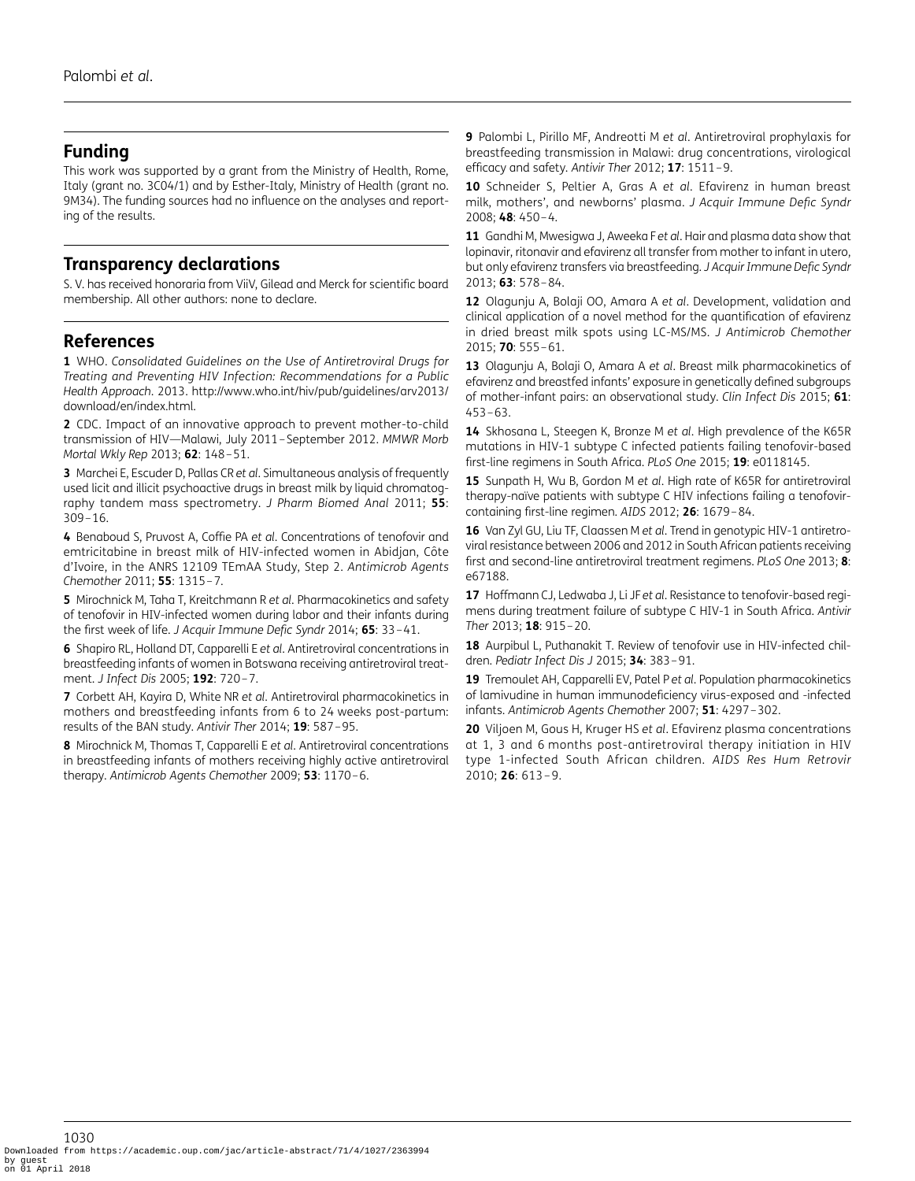## Funding

This work was supported by a grant from the Ministry of Health, Rome, Italy (grant no. 3C04/1) and by Esther-Italy, Ministry of Health (grant no. 9M34). The funding sources had no influence on the analyses and reporting of the results.

## Transparency declarations

S. V. has received honoraria from ViiV, Gilead and Merck for scientific board membership. All other authors: none to declare.

## References

**1** WHO. *Consolidated Guidelines on the Use of Antiretroviral Drugs for Treating and Preventing HIV Infection: Recommendations for a Public Health Approach*. 2013. http://www.who.int/hiv/pub/guidelines/arv2013/download/en/index.html.

**2** CDC. Impact of an innovative approach to prevent mother-to-child transmission of HIV—Malawi, July 2011–September 2012. *MMWR Morb Mortal Wkly Rep* 2013; **62**: 148–51.

**3** Marchei E, Escuder D, Pallas CR *et al*. Simultaneous analysis of frequently used licit and illicit psychoactive drugs in breast milk by liquid chromatography tandem mass spectrometry. *J Pharm Biomed Anal* 2011; **55**: 309–16.

**4** Benaboud S, Pruvost A, Coffie PA *et al*. Concentrations of tenofovir and emtricitabine in breast milk of HIV-infected women in Abidjan, Côte d'Ivoire, in the ANRS 12109 TEmAA Study, Step 2. *Antimicrob Agents Chemother* 2011; **55**: 1315–7.

**5** Mirochnick M, Taha T, Kreitchmann R *et al*. Pharmacokinetics and safety of tenofovir in HIV-infected women during labor and their infants during the first week of life. *J Acquir Immune Defic Syndr* 2014; **65**: 33–41.

**6** Shapiro RL, Holland DT, Capparelli E *et al*. Antiretroviral concentrations in breastfeeding infants of women in Botswana receiving antiretroviral treatment. *J Infect Dis* 2005; **192**: 720–7.

**7** Corbett AH, Kayira D, White NR *et al*. Antiretroviral pharmacokinetics in mothers and breastfeeding infants from 6 to 24 weeks post-partum: results of the BAN study. *Antivir Ther* 2014; **19**: 587–95.

**8** Mirochnick M, Thomas T, Capparelli E *et al*. Antiretroviral concentrations in breastfeeding infants of mothers receiving highly active antiretroviral therapy. *Antimicrob Agents Chemother* 2009; **53**: 1170–6.

**9** Palombi L, Pirillo MF, Andreotti M *et al*. Antiretroviral prophylaxis for breastfeeding transmission in Malawi: drug concentrations, virological efficacy and safety. *Antivir Ther* 2012; **17**: 1511–9.

**10** Schneider S, Peltier A, Gras A *et al*. Efavirenz in human breast milk, mothers', and newborns' plasma. *J Acquir Immune Defic Syndr* 2008; **48**: 450–4.

**11** Gandhi M, Mwesigwa J, Aweeka F *et al*. Hair and plasma data show that lopinavir, ritonavir and efavirenz all transfer from mother to infant in utero, but only efavirenz transfers via breastfeeding. *J Acquir Immune Defic Syndr* 2013; **63**: 578–84.

**12** Olagunju A, Bolaji OO, Amara A *et al*. Development, validation and clinical application of a novel method for the quantification of efavirenz in dried breast milk spots using LC-MS/MS. *J Antimicrob Chemother* 2015; **70**: 555–61.

**13** Olagunju A, Bolaji O, Amara A *et al*. Breast milk pharmacokinetics of efavirenz and breastfed infants' exposure in genetically defined subgroups of mother-infant pairs: an observational study. *Clin Infect Dis* 2015; **61**: 453–63.

**14** Skhosana L, Steegen K, Bronze M *et al*. High prevalence of the K65R mutations in HIV-1 subtype C infected patients failing tenofovir-based first-line regimens in South Africa. *PLoS One* 2015; **19**: e0118145.

**15** Sunpath H, Wu B, Gordon M *et al*. High rate of K65R for antiretroviral therapy-naïve patients with subtype C HIV infections failing a tenofovir-containing first-line regimen. *AIDS* 2012; **26**: 1679–84.

**16** Van Zyl GU, Liu TF, Claassen M *et al*. Trend in genotypic HIV-1 antiretroviral resistance between 2006 and 2012 in South African patients receiving first and second-line antiretroviral treatment regimens. *PLoS One* 2013; **8**: e67188.

**17** Hoffmann CJ, Ledwaba J, Li JF *et al*. Resistance to tenofovir-based regimens during treatment failure of subtype C HIV-1 in South Africa. *Antivir Ther* 2013; **18**: 915–20.

**18** Aurpibul L, Puthanakit T. Review of tenofovir use in HIV-infected children. *Pediatr Infect Dis J* 2015; **34**: 383–91.

**19** Tremoulet AH, Capparelli EV, Patel P *et al*. Population pharmacokinetics of lamivudine in human immunodeficiency virus-exposed and -infected infants. *Antimicrob Agents Chemother* 2007; **51**: 4297–302.

**20** Viljoen M, Gous H, Kruger HS *et al*. Efavirenz plasma concentrations at 1, 3 and 6 months post-antiretroviral therapy initiation in HIV type 1-infected South African children. *AIDS Res Hum Retrovir* 2010; **26**: 613–9.